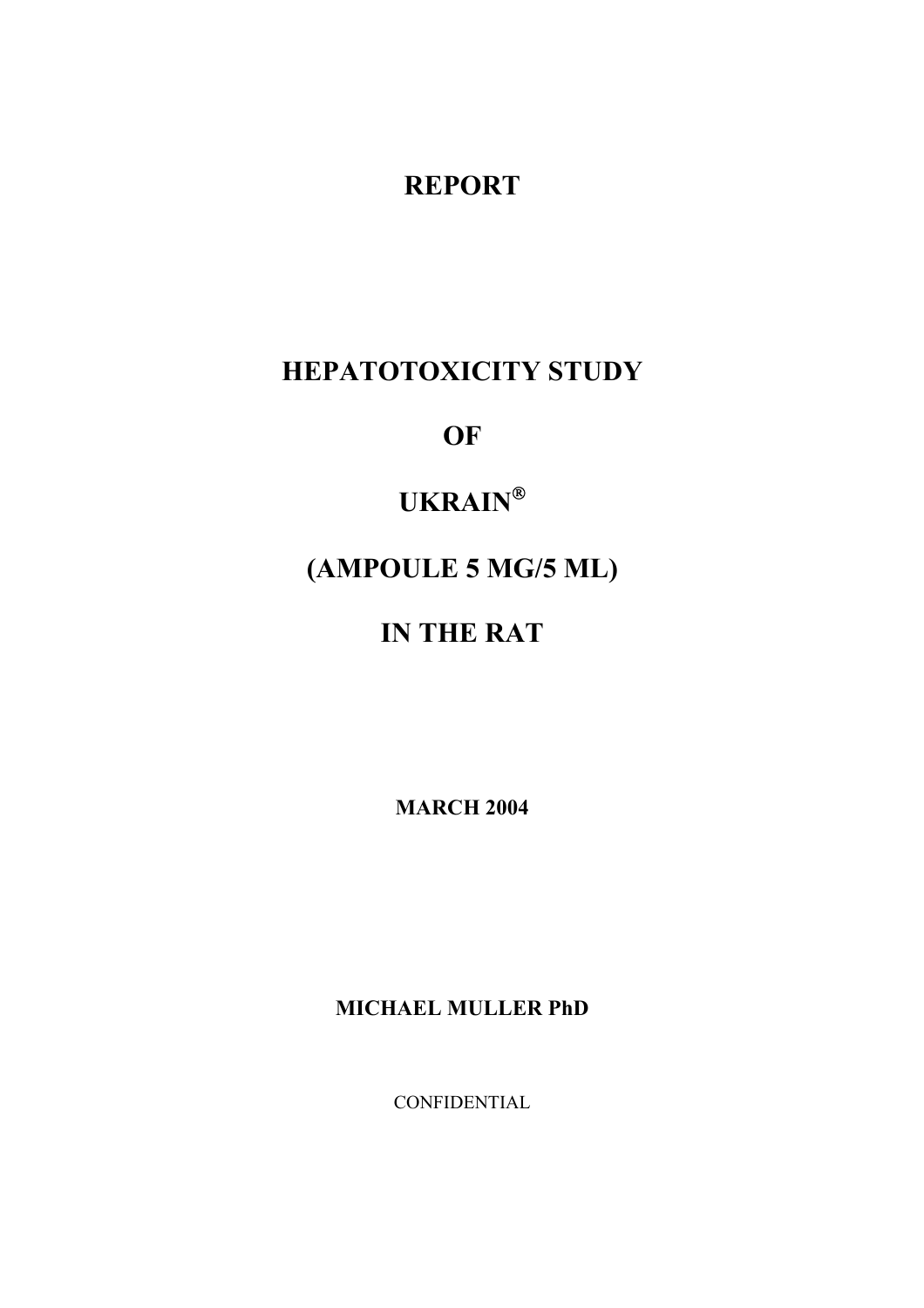# REPORT

# HEPATOTOXICITY STUDY

# OF

# UKRAIN®

# (AMPOULE 5 MG/5 ML)

# IN THE RAT

**MARCH 2004**

**MICHAEL MULLER PhD**

CONFIDENTIAL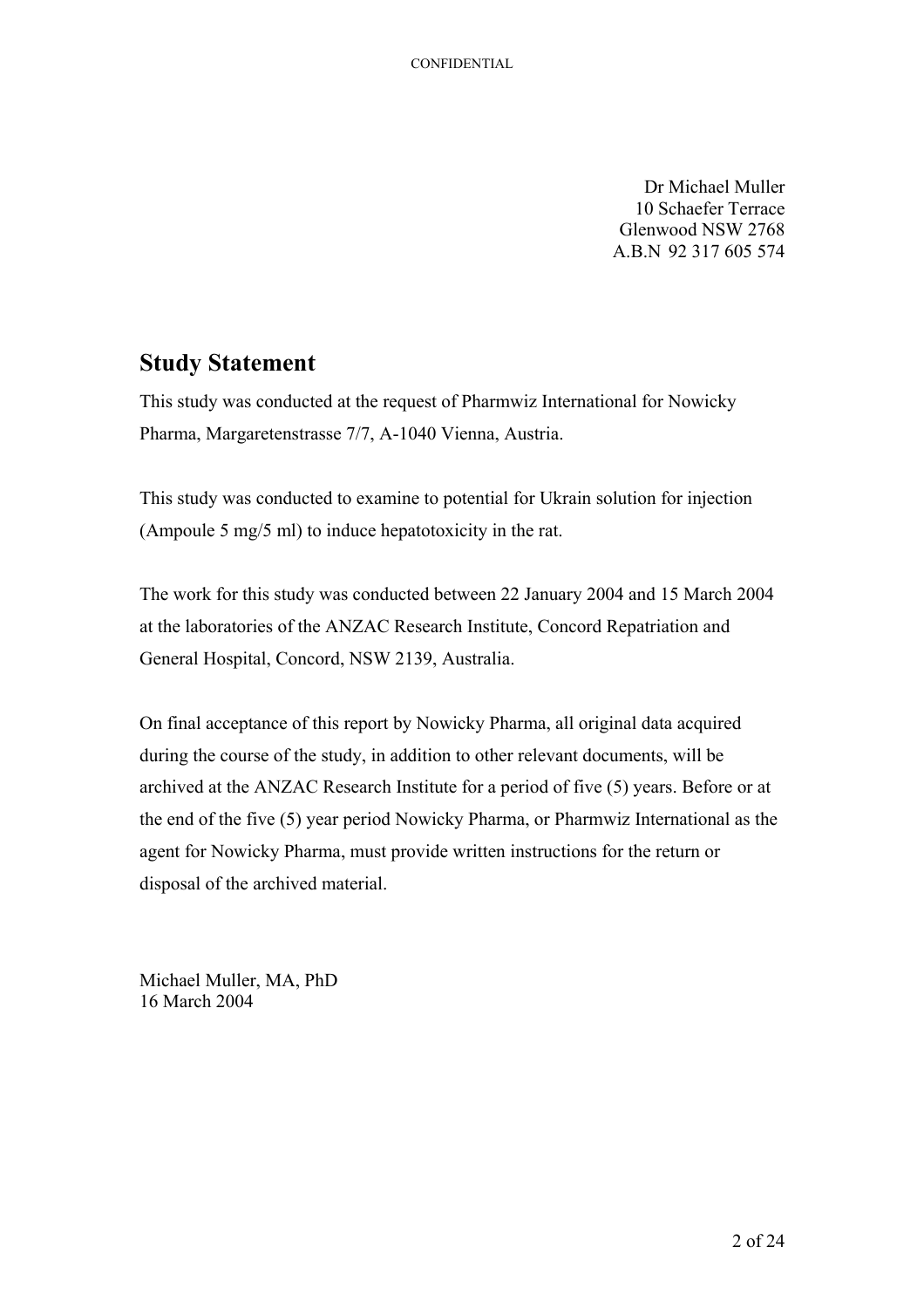Dr Michael Muller
10 Schaefer Terrace
Glenwood NSW 2768
A.B.N 92 317 605 574

## Study Statement

This study was conducted at the request of Pharmwiz International for Nowicky Pharma, Margaretenstrasse 7/7, A-1040 Vienna, Austria.

This study was conducted to examine to potential for Ukrain solution for injection (Ampoule 5 mg/5 ml) to induce hepatotoxicity in the rat.

The work for this study was conducted between 22 January 2004 and 15 March 2004 at the laboratories of the ANZAC Research Institute, Concord Repatriation and General Hospital, Concord, NSW 2139, Australia.

On final acceptance of this report by Nowicky Pharma, all original data acquired during the course of the study, in addition to other relevant documents, will be archived at the ANZAC Research Institute for a period of five (5) years. Before or at the end of the five (5) year period Nowicky Pharma, or Pharmwiz International as the agent for Nowicky Pharma, must provide written instructions for the return or disposal of the archived material.

Michael Muller, MA, PhD
16 March 2004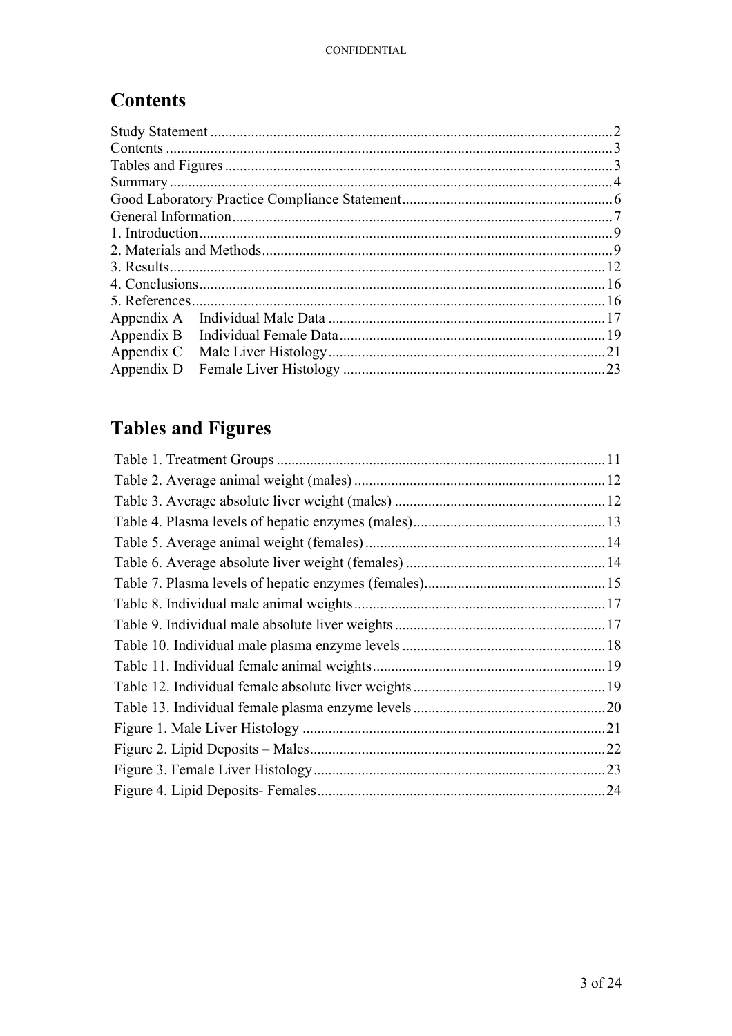# Contents

| | |
|---|---|
| Study Statement | 2 |
| Contents | 3 |
| Tables and Figures | 3 |
| Summary | 4 |
| Good Laboratory Practice Compliance Statement | 6 |
| General Information | 7 |
| 1. Introduction | 9 |
| 2. Materials and Methods | 9 |
| 3. Results | 12 |
| 4. Conclusions | 16 |
| 5. References | 16 |
| Appendix A Individual Male Data | 17 |
| Appendix B Individual Female Data | 19 |
| Appendix C Male Liver Histology | 21 |
| Appendix D Female Liver Histology | 23 |

# Tables and Figures

| | |
|---|---|
| Table 1. Treatment Groups | 11 |
| Table 2. Average animal weight (males) | 12 |
| Table 3. Average absolute liver weight (males) | 12 |
| Table 4. Plasma levels of hepatic enzymes (males) | 13 |
| Table 5. Average animal weight (females) | 14 |
| Table 6. Average absolute liver weight (females) | 14 |
| Table 7. Plasma levels of hepatic enzymes (females) | 15 |
| Table 8. Individual male animal weights | 17 |
| Table 9. Individual male absolute liver weights | 17 |
| Table 10. Individual male plasma enzyme levels | 18 |
| Table 11. Individual female animal weights | 19 |
| Table 12. Individual female absolute liver weights | 19 |
| Table 13. Individual female plasma enzyme levels | 20 |
| Figure 1. Male Liver Histology | 21 |
| Figure 2. Lipid Deposits – Males | 22 |
| Figure 3. Female Liver Histology | 23 |
| Figure 4. Lipid Deposits- Females | 24 |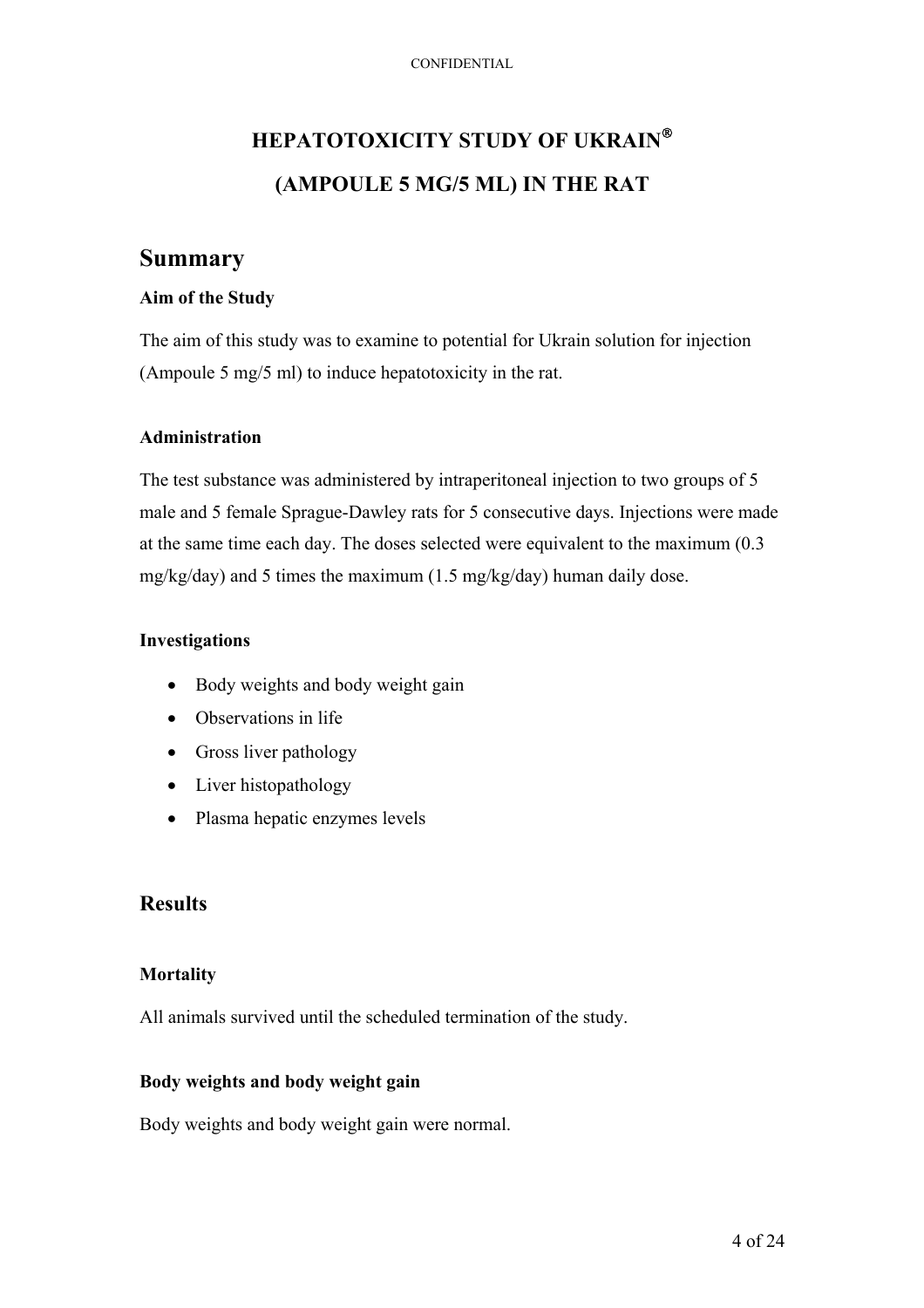# HEPATOTOXICITY STUDY OF UKRAIN®

# (AMPOULE 5 MG/5 ML) IN THE RAT

## Summary

### Aim of the Study

The aim of this study was to examine to potential for Ukrain solution for injection (Ampoule 5 mg/5 ml) to induce hepatotoxicity in the rat.

### Administration

The test substance was administered by intraperitoneal injection to two groups of 5 male and 5 female Sprague-Dawley rats for 5 consecutive days. Injections were made at the same time each day. The doses selected were equivalent to the maximum (0.3 mg/kg/day) and 5 times the maximum (1.5 mg/kg/day) human daily dose.

### Investigations

- Body weights and body weight gain
- Observations in life
- Gross liver pathology
- Liver histopathology
- Plasma hepatic enzymes levels

## Results

### Mortality

All animals survived until the scheduled termination of the study.

### Body weights and body weight gain

Body weights and body weight gain were normal.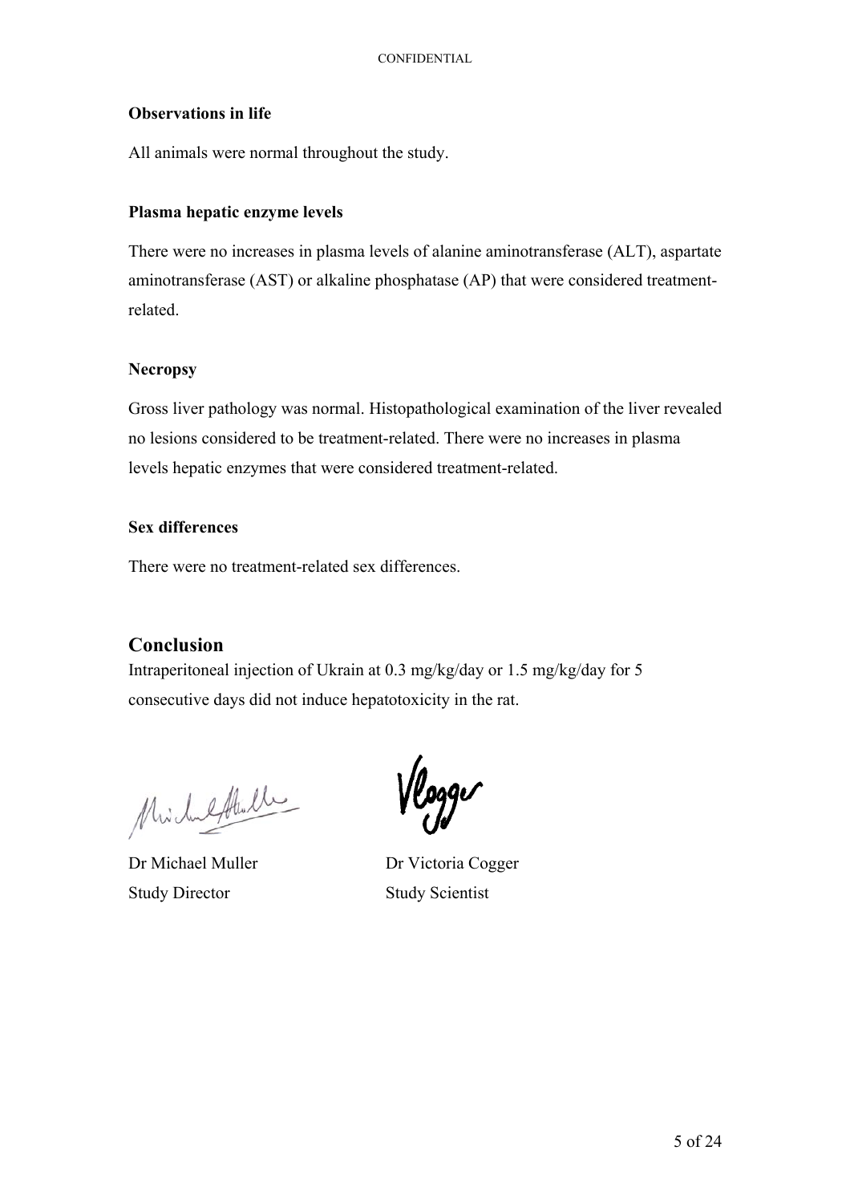### Observations in life

All animals were normal throughout the study.

### Plasma hepatic enzyme levels

There were no increases in plasma levels of alanine aminotransferase (ALT), aspartate aminotransferase (AST) or alkaline phosphatase (AP) that were considered treatment-related.

### Necropsy

Gross liver pathology was normal. Histopathological examination of the liver revealed no lesions considered to be treatment-related. There were no increases in plasma levels hepatic enzymes that were considered treatment-related.

### Sex differences

There were no treatment-related sex differences.

## Conclusion

Intraperitoneal injection of Ukrain at 0.3 mg/kg/day or 1.5 mg/kg/day for 5 consecutive days did not induce hepatotoxicity in the rat.

Dr Michael Muller
Study Director

Dr Victoria Cogger
Study Scientist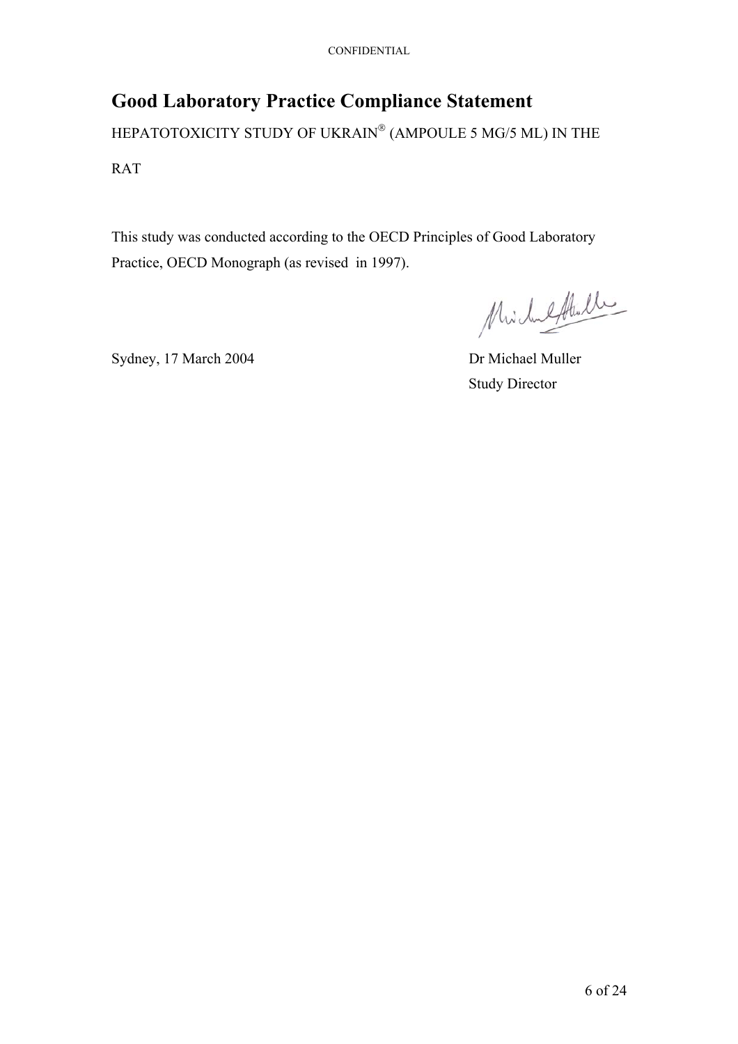# Good Laboratory Practice Compliance Statement

HEPATOTOXICITY STUDY OF UKRAIN® (AMPOULE 5 MG/5 ML) IN THE RAT

This study was conducted according to the OECD Principles of Good Laboratory Practice, OECD Monograph (as revised in 1997).

Sydney, 17 March 2004

Dr Michael Muller

Study Director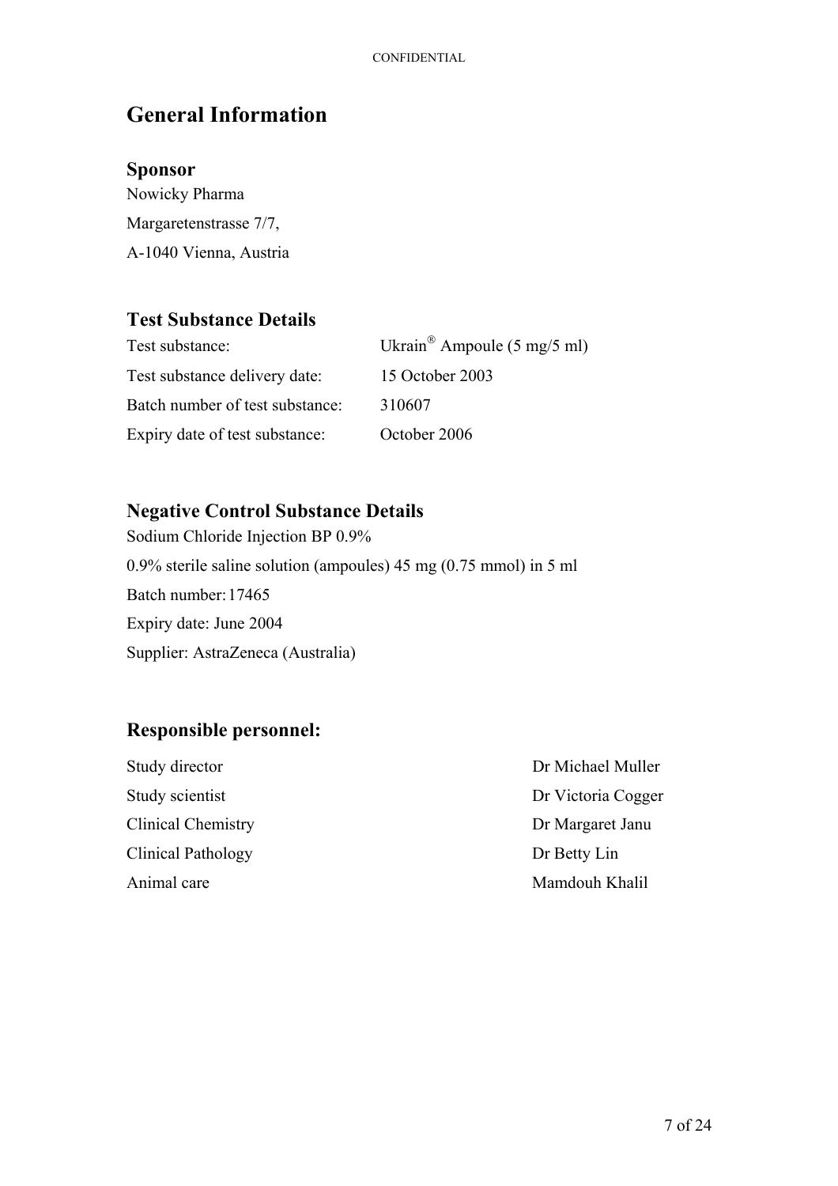# General Information

## Sponsor

Nowicky Pharma

Margaretenstrasse 7/7,

A-1040 Vienna, Austria

## Test Substance Details

| | |
|---|---|
| Test substance: | Ukrain® Ampoule (5 mg/5 ml) |
| Test substance delivery date: | 15 October 2003 |
| Batch number of test substance: | 310607 |
| Expiry date of test substance: | October 2006 |

## Negative Control Substance Details

Sodium Chloride Injection BP 0.9%

0.9% sterile saline solution (ampoules) 45 mg (0.75 mmol) in 5 ml

Batch number: 17465

Expiry date: June 2004

Supplier: AstraZeneca (Australia)

## Responsible personnel:

| | |
|---|---|
| Study director | Dr Michael Muller |
| Study scientist | Dr Victoria Cogger |
| Clinical Chemistry | Dr Margaret Janu |
| Clinical Pathology | Dr Betty Lin |
| Animal care | Mamdouh Khalil |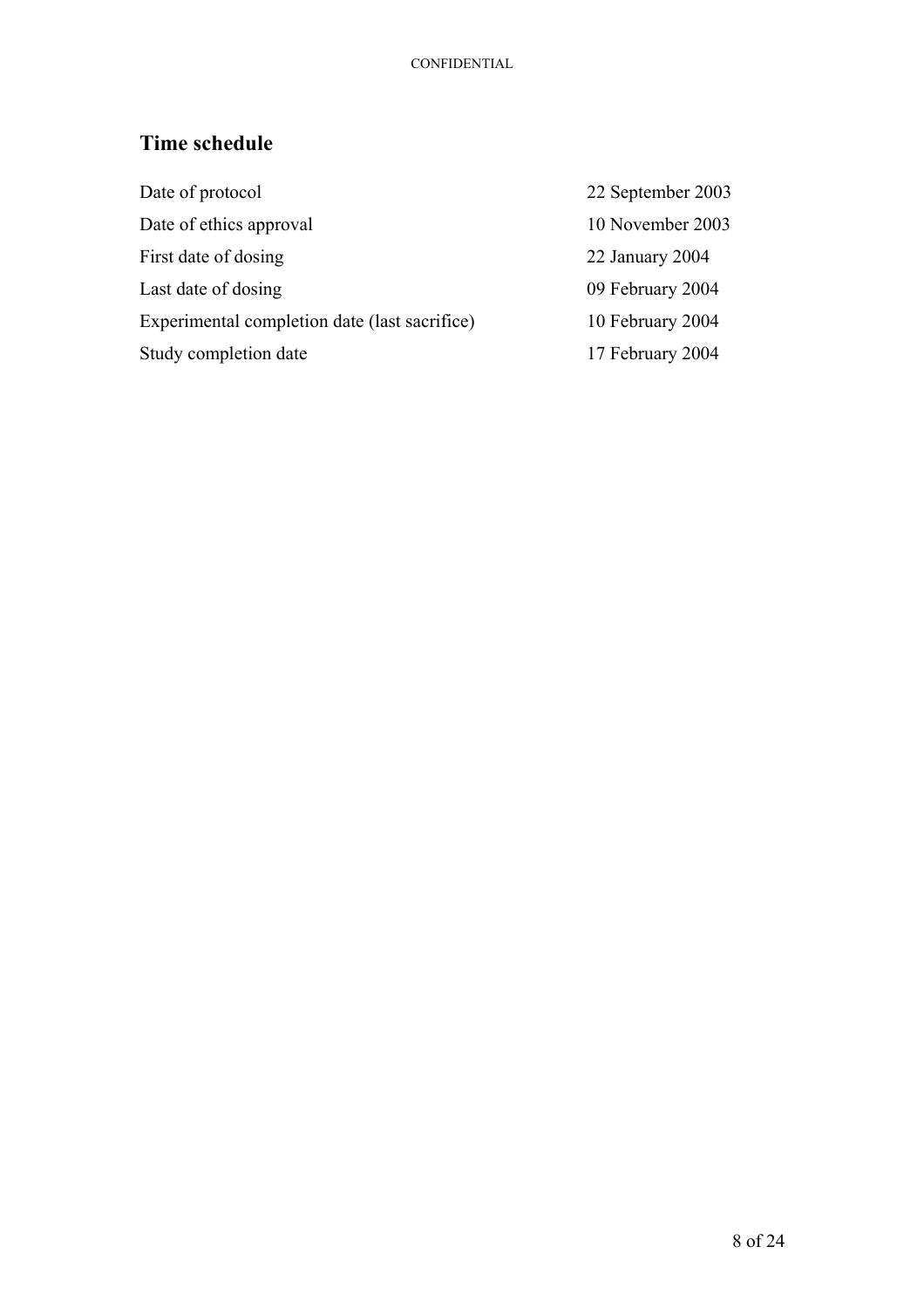## Time schedule

| | |
|---|---|
| Date of protocol | 22 September 2003 |
| Date of ethics approval | 10 November 2003 |
| First date of dosing | 22 January 2004 |
| Last date of dosing | 09 February 2004 |
| Experimental completion date (last sacrifice) | 10 February 2004 |
| Study completion date | 17 February 2004 |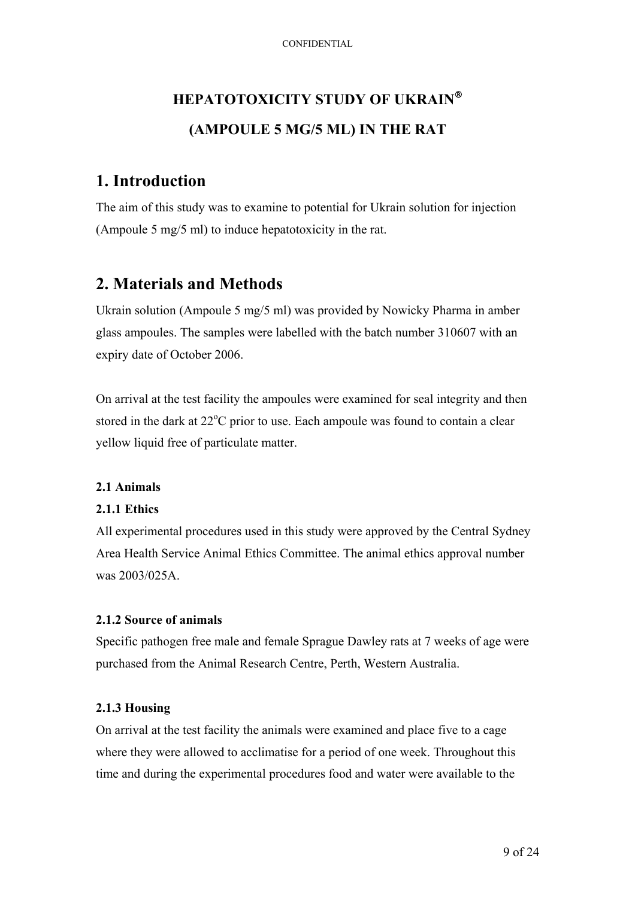# HEPATOTOXICITY STUDY OF UKRAIN®

# (AMPOULE 5 MG/5 ML) IN THE RAT

## 1. Introduction

The aim of this study was to examine to potential for Ukrain solution for injection (Ampoule 5 mg/5 ml) to induce hepatotoxicity in the rat.

## 2. Materials and Methods

Ukrain solution (Ampoule 5 mg/5 ml) was provided by Nowicky Pharma in amber glass ampoules. The samples were labelled with the batch number 310607 with an expiry date of October 2006.

On arrival at the test facility the ampoules were examined for seal integrity and then stored in the dark at 22°C prior to use. Each ampoule was found to contain a clear yellow liquid free of particulate matter.

### 2.1 Animals

#### 2.1.1 Ethics

All experimental procedures used in this study were approved by the Central Sydney Area Health Service Animal Ethics Committee. The animal ethics approval number was 2003/025A.

#### 2.1.2 Source of animals

Specific pathogen free male and female Sprague Dawley rats at 7 weeks of age were purchased from the Animal Research Centre, Perth, Western Australia.

#### 2.1.3 Housing

On arrival at the test facility the animals were examined and place five to a cage where they were allowed to acclimatise for a period of one week. Throughout this time and during the experimental procedures food and water were available to the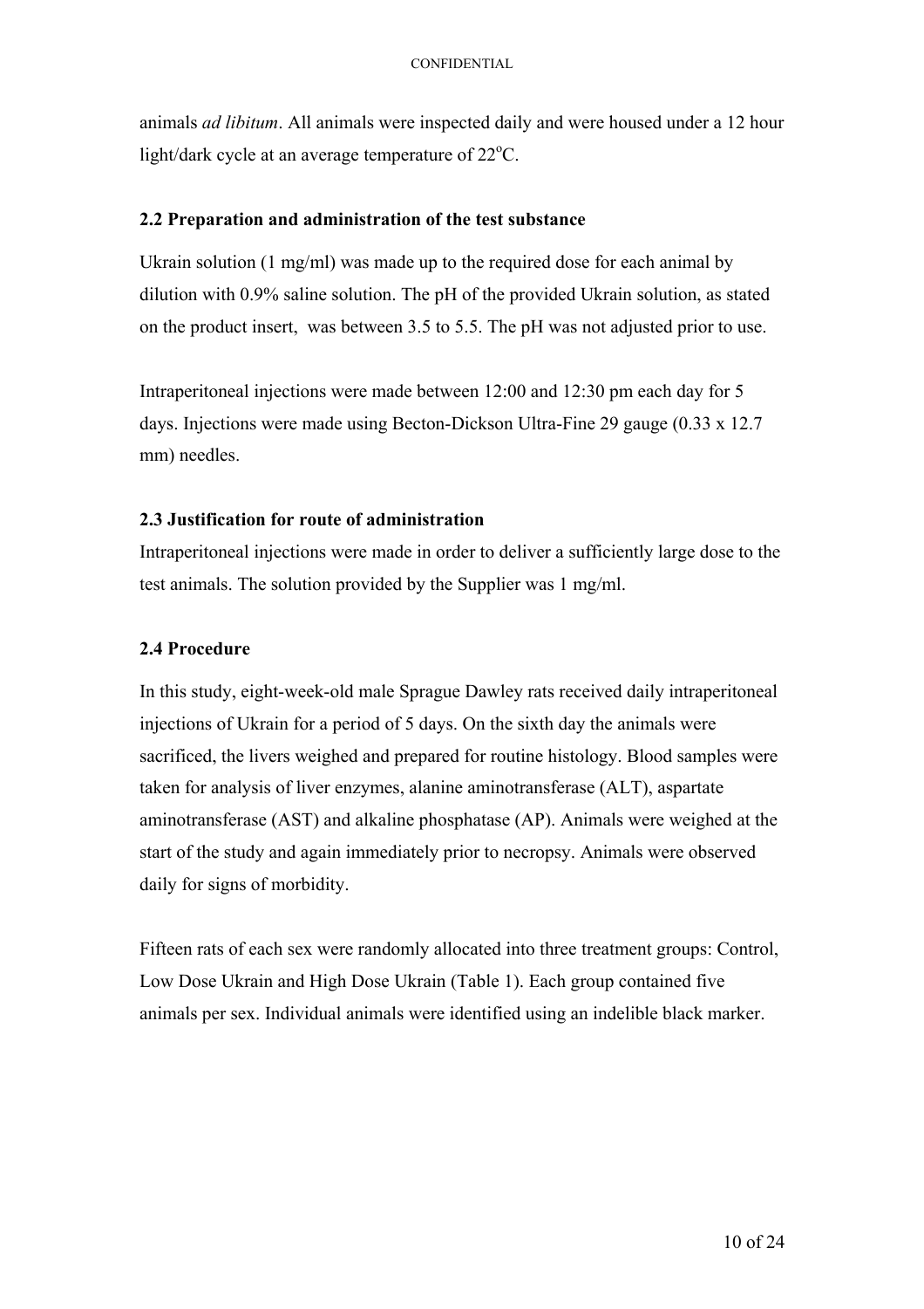animals *ad libitum*. All animals were inspected daily and were housed under a 12 hour light/dark cycle at an average temperature of 22$^{o}$C.

### 2.2 Preparation and administration of the test substance

Ukrain solution (1 mg/ml) was made up to the required dose for each animal by dilution with 0.9% saline solution. The pH of the provided Ukrain solution, as stated on the product insert, was between 3.5 to 5.5. The pH was not adjusted prior to use.

Intraperitoneal injections were made between 12:00 and 12:30 pm each day for 5 days. Injections were made using Becton-Dickson Ultra-Fine 29 gauge (0.33 x 12.7 mm) needles.

### 2.3 Justification for route of administration

Intraperitoneal injections were made in order to deliver a sufficiently large dose to the test animals. The solution provided by the Supplier was 1 mg/ml.

### 2.4 Procedure

In this study, eight-week-old male Sprague Dawley rats received daily intraperitoneal injections of Ukrain for a period of 5 days. On the sixth day the animals were sacrificed, the livers weighed and prepared for routine histology. Blood samples were taken for analysis of liver enzymes, alanine aminotransferase (ALT), aspartate aminotransferase (AST) and alkaline phosphatase (AP). Animals were weighed at the start of the study and again immediately prior to necropsy. Animals were observed daily for signs of morbidity.

Fifteen rats of each sex were randomly allocated into three treatment groups: Control, Low Dose Ukrain and High Dose Ukrain (Table 1). Each group contained five animals per sex. Individual animals were identified using an indelible black marker.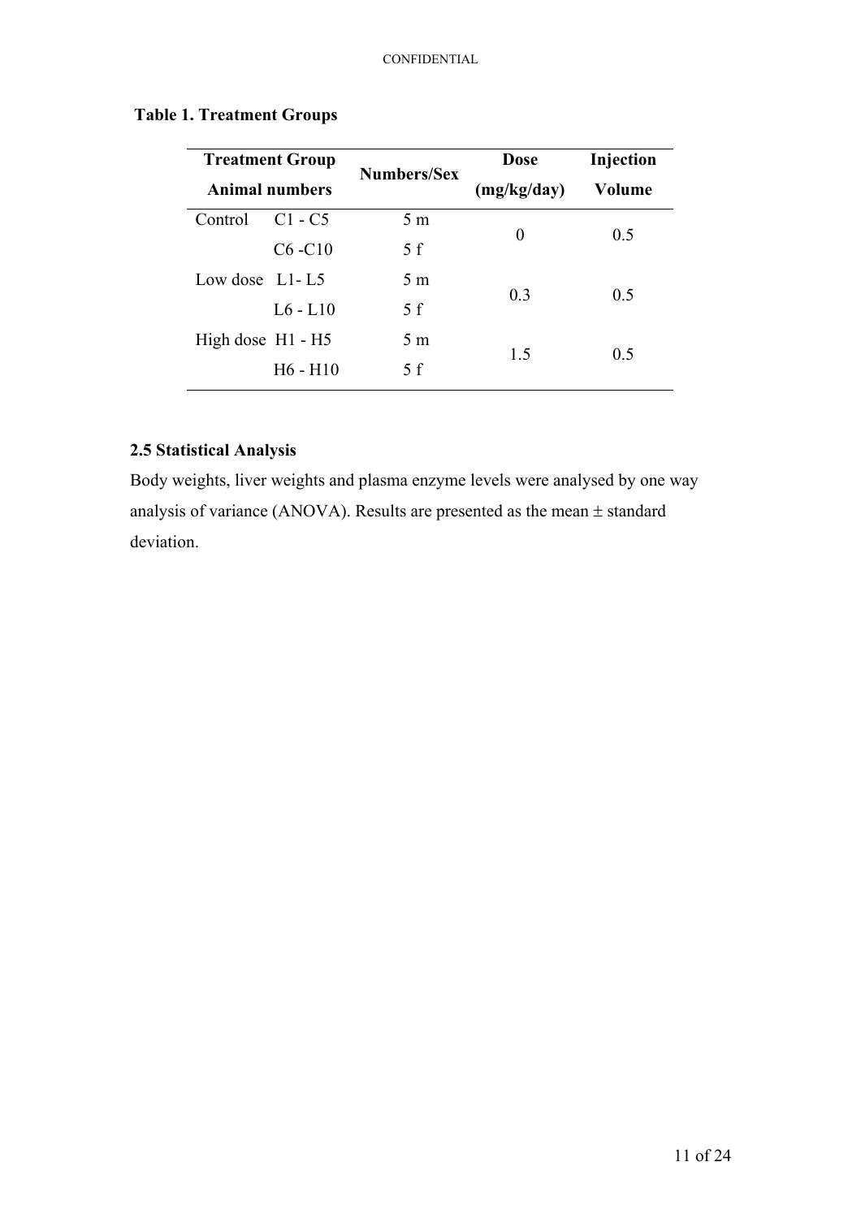**Table 1. Treatment Groups**

| Treatment Group | Animal numbers | Numbers/Sex | Dose (mg/kg/day) | Injection Volume |
|---|---|---|---|---|
| Control | C1 - C5 | 5 m | 0 | 0.5 |
| | C6 -C10 | 5 f | | |
| Low dose | L1- L5 | 5 m | 0.3 | 0.5 |
| | L6 - L10 | 5 f | | |
| High dose | H1 - H5 | 5 m | 1.5 | 0.5 |
| | H6 - H10 | 5 f | | |

### 2.5 Statistical Analysis

Body weights, liver weights and plasma enzyme levels were analysed by one way analysis of variance (ANOVA). Results are presented as the mean ± standard deviation.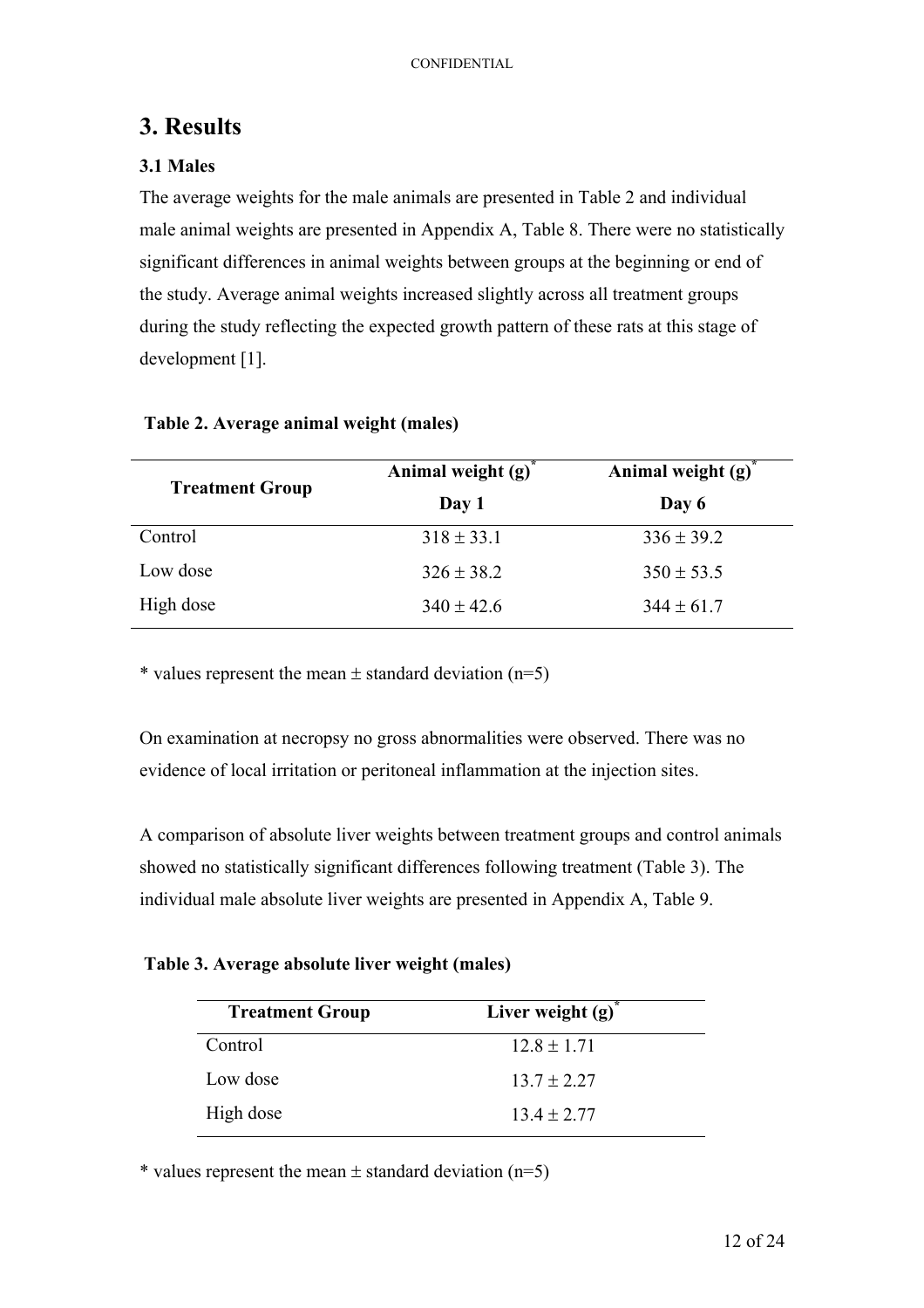# 3. Results

### 3.1 Males

The average weights for the male animals are presented in Table 2 and individual male animal weights are presented in Appendix A, Table 8. There were no statistically significant differences in animal weights between groups at the beginning or end of the study. Average animal weights increased slightly across all treatment groups during the study reflecting the expected growth pattern of these rats at this stage of development [1].

**Table 2. Average animal weight (males)**

| Treatment Group | Animal weight (g)* Day 1 | Animal weight (g)* Day 6 |
|---|---|---|
| Control | 318 ± 33.1 | 336 ± 39.2 |
| Low dose | 326 ± 38.2 | 350 ± 53.5 |
| High dose | 340 ± 42.6 | 344 ± 61.7 |

\* values represent the mean ± standard deviation (n=5)

On examination at necropsy no gross abnormalities were observed. There was no evidence of local irritation or peritoneal inflammation at the injection sites.

A comparison of absolute liver weights between treatment groups and control animals showed no statistically significant differences following treatment (Table 3). The individual male absolute liver weights are presented in Appendix A, Table 9.

**Table 3. Average absolute liver weight (males)**

| Treatment Group | Liver weight (g)* |
|---|---|
| Control | 12.8 ± 1.71 |
| Low dose | 13.7 ± 2.27 |
| High dose | 13.4 ± 2.77 |

\* values represent the mean ± standard deviation (n=5)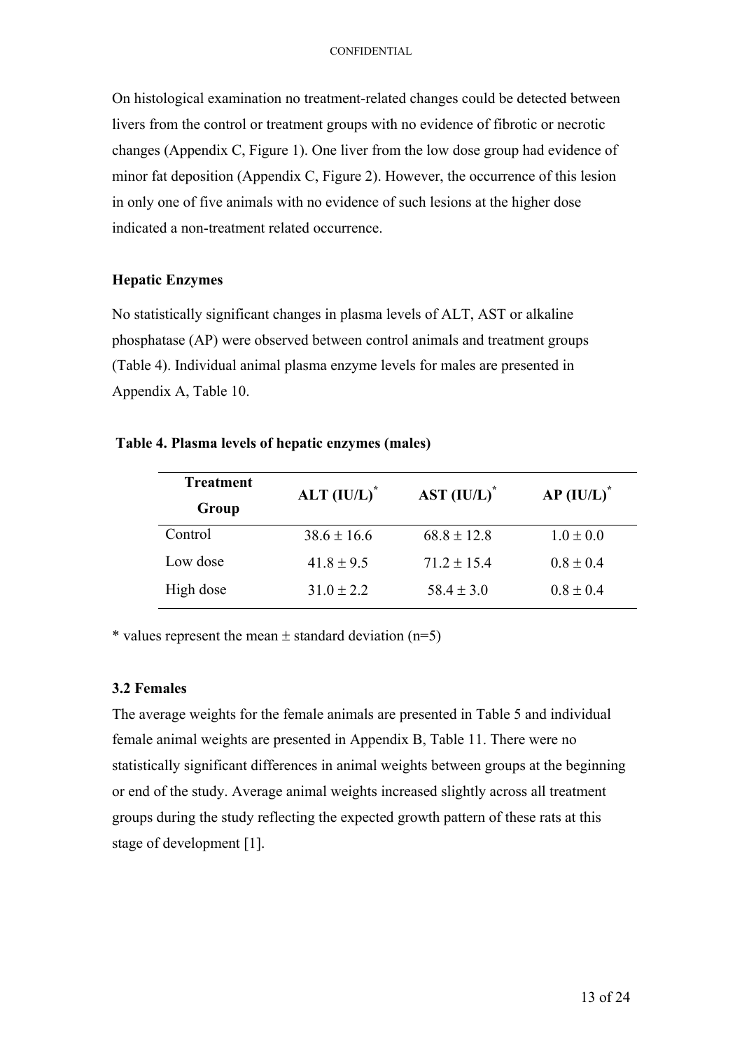On histological examination no treatment-related changes could be detected between livers from the control or treatment groups with no evidence of fibrotic or necrotic changes (Appendix C, Figure 1). One liver from the low dose group had evidence of minor fat deposition (Appendix C, Figure 2). However, the occurrence of this lesion in only one of five animals with no evidence of such lesions at the higher dose indicated a non-treatment related occurrence.

### Hepatic Enzymes

No statistically significant changes in plasma levels of ALT, AST or alkaline phosphatase (AP) were observed between control animals and treatment groups (Table 4). Individual animal plasma enzyme levels for males are presented in Appendix A, Table 10.

**Table 4. Plasma levels of hepatic enzymes (males)**

| Treatment Group | ALT (IU/L)* | AST (IU/L)* | AP (IU/L)* |
|---|---|---|---|
| Control | 38.6 ± 16.6 | 68.8 ± 12.8 | 1.0 ± 0.0 |
| Low dose | 41.8 ± 9.5 | 71.2 ± 15.4 | 0.8 ± 0.4 |
| High dose | 31.0 ± 2.2 | 58.4 ± 3.0 | 0.8 ± 0.4 |

* values represent the mean ± standard deviation (n=5)

### 3.2 Females

The average weights for the female animals are presented in Table 5 and individual female animal weights are presented in Appendix B, Table 11. There were no statistically significant differences in animal weights between groups at the beginning or end of the study. Average animal weights increased slightly across all treatment groups during the study reflecting the expected growth pattern of these rats at this stage of development [1].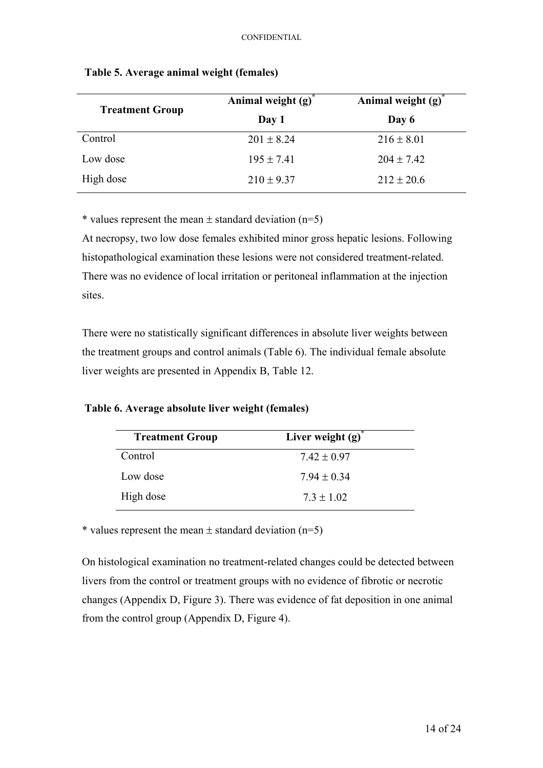**Table 5. Average animal weight (females)**

| Treatment Group | Animal weight (g)* | Animal weight (g)* |
|---|---|---|
| | Day 1 | Day 6 |
| Control | 201 ± 8.24 | 216 ± 8.01 |
| Low dose | 195 ± 7.41 | 204 ± 7.42 |
| High dose | 210 ± 9.37 | 212 ± 20.6 |

* values represent the mean ± standard deviation (n=5)

At necropsy, two low dose females exhibited minor gross hepatic lesions. Following histopathological examination these lesions were not considered treatment-related. There was no evidence of local irritation or peritoneal inflammation at the injection sites.

There were no statistically significant differences in absolute liver weights between the treatment groups and control animals (Table 6). The individual female absolute liver weights are presented in Appendix B, Table 12.

**Table 6. Average absolute liver weight (females)**

| Treatment Group | Liver weight (g)* |
|---|---|
| Control | 7.42 ± 0.97 |
| Low dose | 7.94 ± 0.34 |
| High dose | 7.3 ± 1.02 |

* values represent the mean ± standard deviation (n=5)

On histological examination no treatment-related changes could be detected between livers from the control or treatment groups with no evidence of fibrotic or necrotic changes (Appendix D, Figure 3). There was evidence of fat deposition in one animal from the control group (Appendix D, Figure 4).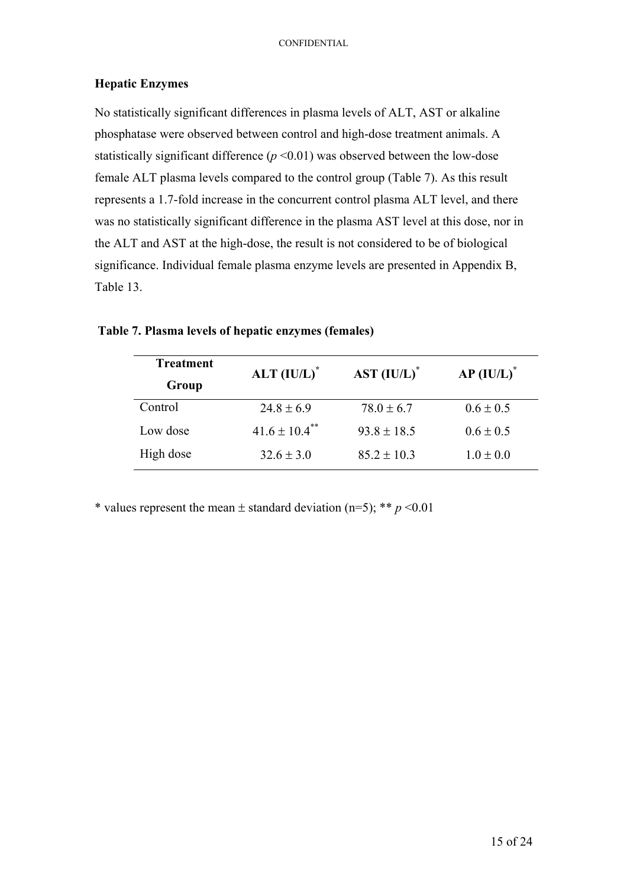### Hepatic Enzymes

No statistically significant differences in plasma levels of ALT, AST or alkaline phosphatase were observed between control and high-dose treatment animals. A statistically significant difference ($p$ <0.01) was observed between the low-dose female ALT plasma levels compared to the control group (Table 7). As this result represents a 1.7-fold increase in the concurrent control plasma ALT level, and there was no statistically significant difference in the plasma AST level at this dose, nor in the ALT and AST at the high-dose, the result is not considered to be of biological significance. Individual female plasma enzyme levels are presented in Appendix B, Table 13.

**Table 7. Plasma levels of hepatic enzymes (females)**

| Treatment Group | ALT (IU/L)* | AST (IU/L)* | AP (IU/L)* |
|---|---|---|---|
| Control | $24.8 \pm 6.9$ | $78.0 \pm 6.7$ | $0.6 \pm 0.5$ |
| Low dose | $41.6 \pm 10.4$** | $93.8 \pm 18.5$ | $0.6 \pm 0.5$ |
| High dose | $32.6 \pm 3.0$ | $85.2 \pm 10.3$ | $1.0 \pm 0.0$ |

* values represent the mean ± standard deviation (n=5); ** $p$ <0.01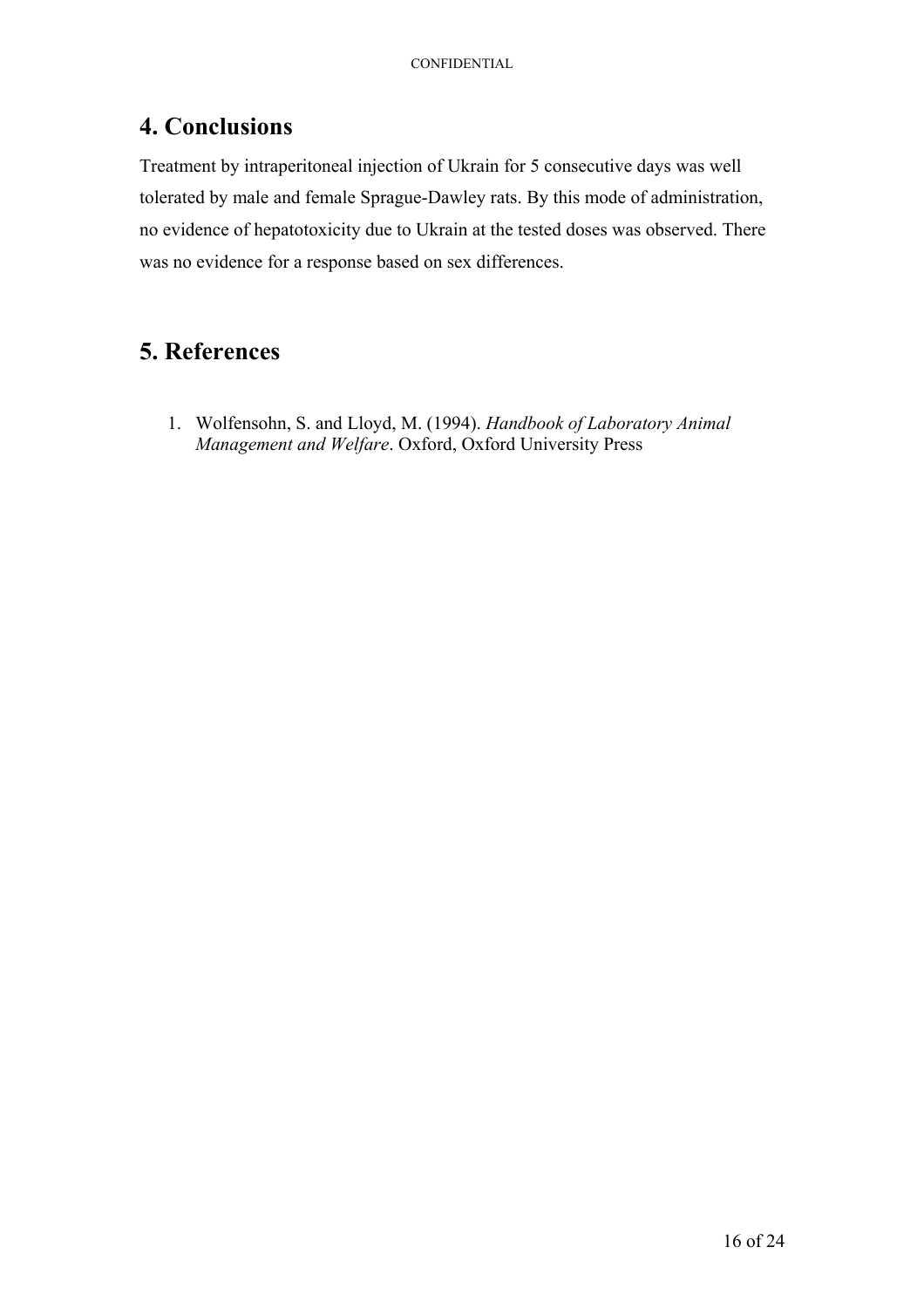## 4. Conclusions

Treatment by intraperitoneal injection of Ukrain for 5 consecutive days was well tolerated by male and female Sprague-Dawley rats. By this mode of administration, no evidence of hepatotoxicity due to Ukrain at the tested doses was observed. There was no evidence for a response based on sex differences.

## 5. References

1. Wolfensohn, S. and Lloyd, M. (1994). *Handbook of Laboratory Animal Management and Welfare*. Oxford, Oxford University Press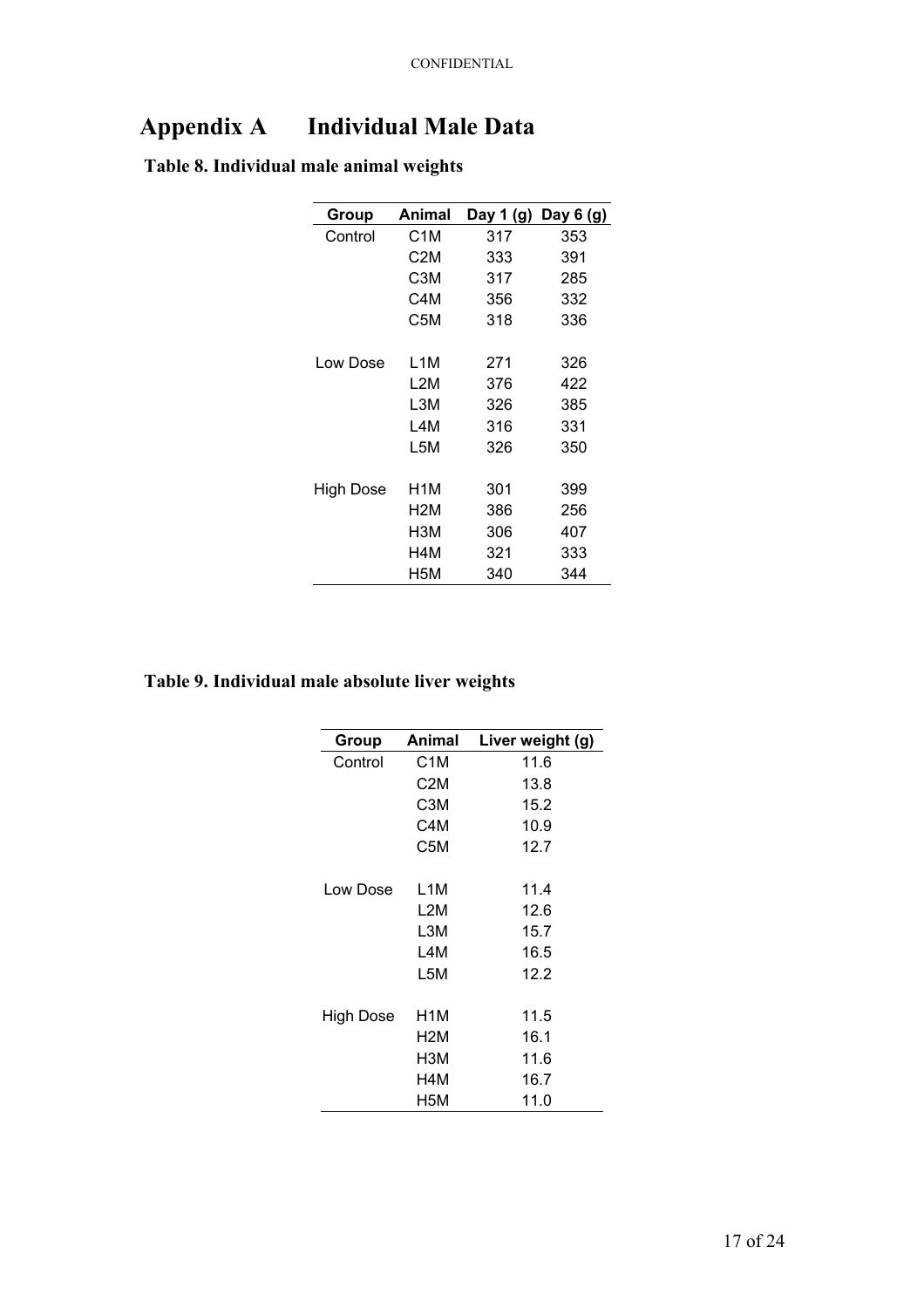# Appendix A Individual Male Data

**Table 8. Individual male animal weights**

| Group | Animal | Day 1 (g) | Day 6 (g) |
|---|---|---|---|
| Control | C1M | 317 | 353 |
| | C2M | 333 | 391 |
| | C3M | 317 | 285 |
| | C4M | 356 | 332 |
| | C5M | 318 | 336 |
| Low Dose | L1M | 271 | 326 |
| | L2M | 376 | 422 |
| | L3M | 326 | 385 |
| | L4M | 316 | 331 |
| | L5M | 326 | 350 |
| High Dose | H1M | 301 | 399 |
| | H2M | 386 | 256 |
| | H3M | 306 | 407 |
| | H4M | 321 | 333 |
| | H5M | 340 | 344 |

**Table 9. Individual male absolute liver weights**

| Group | Animal | Liver weight (g) |
|---|---|---|
| Control | C1M | 11.6 |
| | C2M | 13.8 |
| | C3M | 15.2 |
| | C4M | 10.9 |
| | C5M | 12.7 |
| Low Dose | L1M | 11.4 |
| | L2M | 12.6 |
| | L3M | 15.7 |
| | L4M | 16.5 |
| | L5M | 12.2 |
| High Dose | H1M | 11.5 |
| | H2M | 16.1 |
| | H3M | 11.6 |
| | H4M | 16.7 |
| | H5M | 11.0 |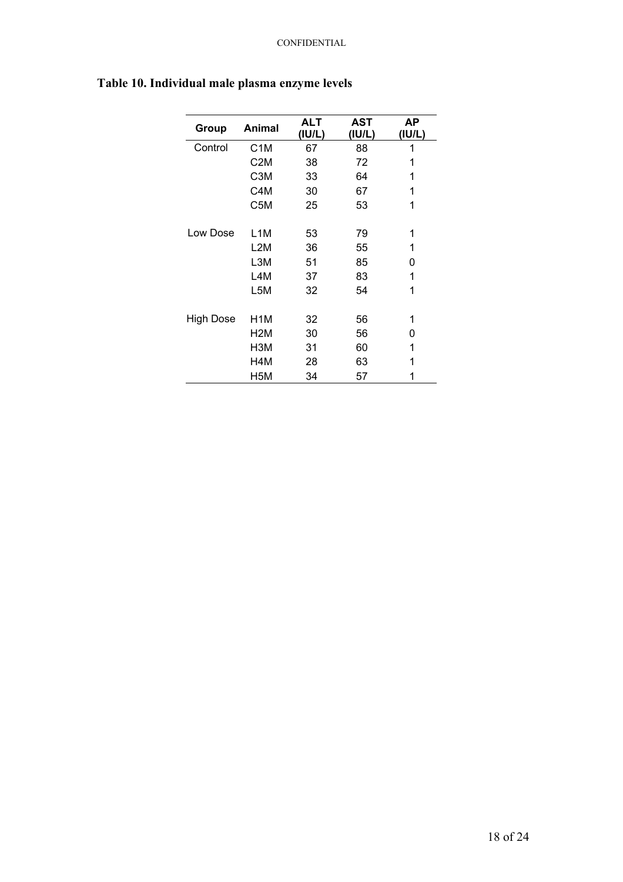## Table 10. Individual male plasma enzyme levels

| Group | Animal | ALT (IU/L) | AST (IU/L) | AP (IU/L) |
|---|---|---|---|---|
| Control | C1M | 67 | 88 | 1 |
| | C2M | 38 | 72 | 1 |
| | C3M | 33 | 64 | 1 |
| | C4M | 30 | 67 | 1 |
| | C5M | 25 | 53 | 1 |
| Low Dose | L1M | 53 | 79 | 1 |
| | L2M | 36 | 55 | 1 |
| | L3M | 51 | 85 | 0 |
| | L4M | 37 | 83 | 1 |
| | L5M | 32 | 54 | 1 |
| High Dose | H1M | 32 | 56 | 1 |
| | H2M | 30 | 56 | 0 |
| | H3M | 31 | 60 | 1 |
| | H4M | 28 | 63 | 1 |
| | H5M | 34 | 57 | 1 |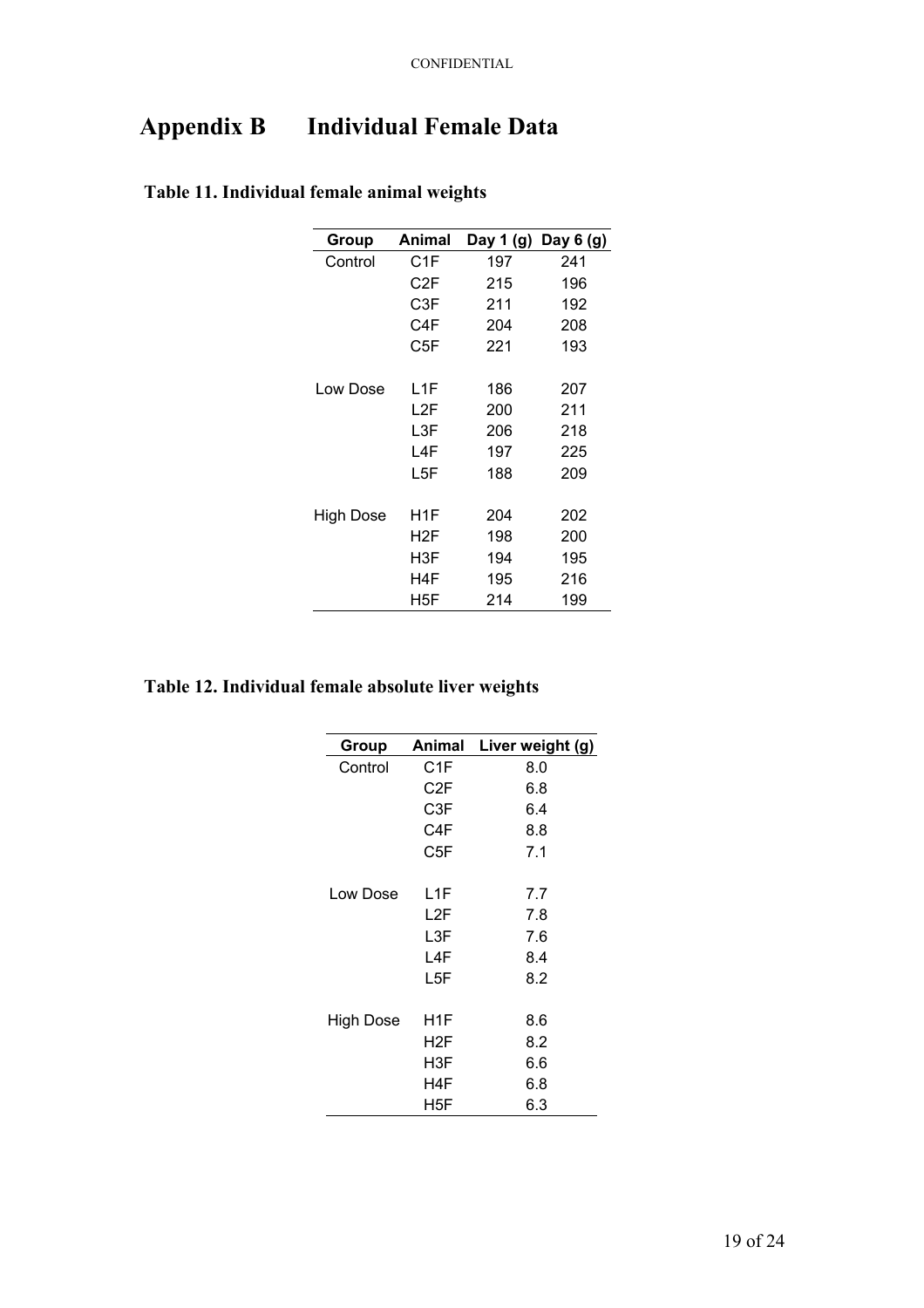# Appendix B Individual Female Data

**Table 11. Individual female animal weights**

| Group | Animal | Day 1 (g) | Day 6 (g) |
|---|---|---|---|
| Control | C1F | 197 | 241 |
| | C2F | 215 | 196 |
| | C3F | 211 | 192 |
| | C4F | 204 | 208 |
| | C5F | 221 | 193 |
| Low Dose | L1F | 186 | 207 |
| | L2F | 200 | 211 |
| | L3F | 206 | 218 |
| | L4F | 197 | 225 |
| | L5F | 188 | 209 |
| High Dose | H1F | 204 | 202 |
| | H2F | 198 | 200 |
| | H3F | 194 | 195 |
| | H4F | 195 | 216 |
| | H5F | 214 | 199 |

**Table 12. Individual female absolute liver weights**

| Group | Animal | Liver weight (g) |
|---|---|---|
| Control | C1F | 8.0 |
| | C2F | 6.8 |
| | C3F | 6.4 |
| | C4F | 8.8 |
| | C5F | 7.1 |
| Low Dose | L1F | 7.7 |
| | L2F | 7.8 |
| | L3F | 7.6 |
| | L4F | 8.4 |
| | L5F | 8.2 |
| High Dose | H1F | 8.6 |
| | H2F | 8.2 |
| | H3F | 6.6 |
| | H4F | 6.8 |
| | H5F | 6.3 |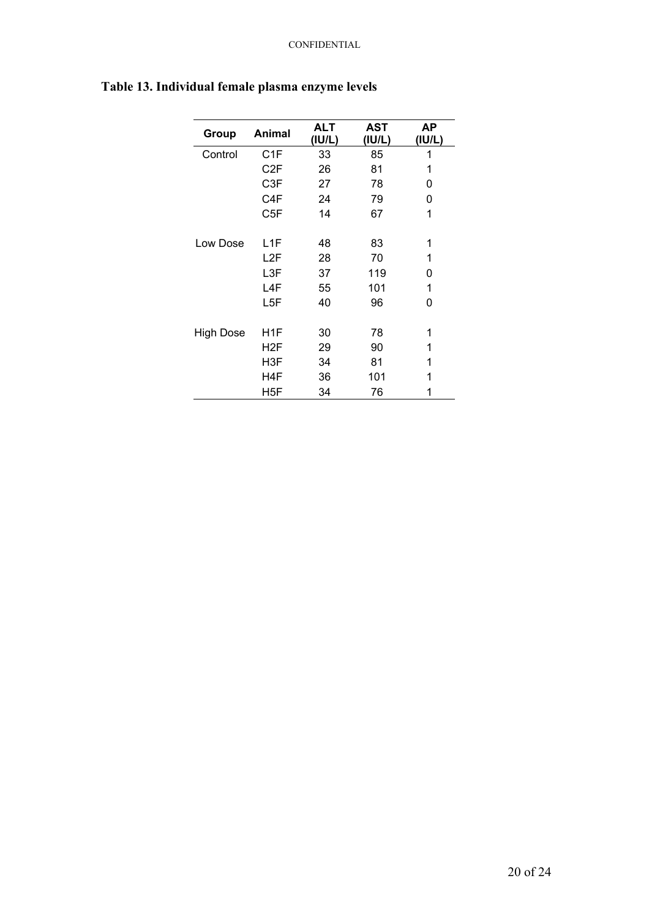# Table 13. Individual female plasma enzyme levels

| Group | Animal | ALT (IU/L) | AST (IU/L) | AP (IU/L) |
|---|---|---|---|---|
| Control | C1F | 33 | 85 | 1 |
| | C2F | 26 | 81 | 1 |
| | C3F | 27 | 78 | 0 |
| | C4F | 24 | 79 | 0 |
| | C5F | 14 | 67 | 1 |
| Low Dose | L1F | 48 | 83 | 1 |
| | L2F | 28 | 70 | 1 |
| | L3F | 37 | 119 | 0 |
| | L4F | 55 | 101 | 1 |
| | L5F | 40 | 96 | 0 |
| High Dose | H1F | 30 | 78 | 1 |
| | H2F | 29 | 90 | 1 |
| | H3F | 34 | 81 | 1 |
| | H4F | 36 | 101 | 1 |
| | H5F | 34 | 76 | 1 |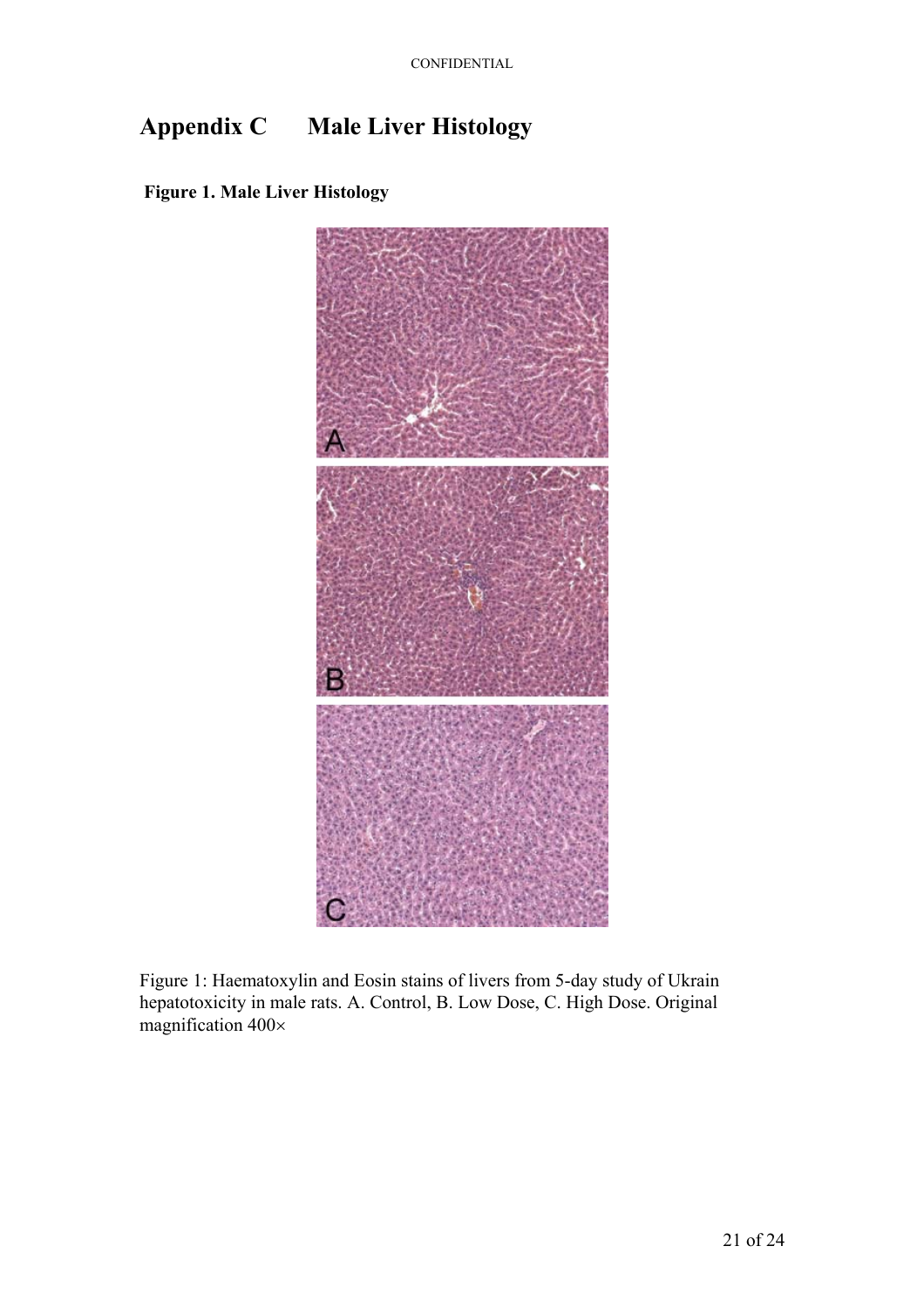# Appendix C Male Liver Histology

**Figure 1. Male Liver Histology**

Figure 1: Haematoxylin and Eosin stains of livers from 5-day study of Ukrain hepatotoxicity in male rats. A. Control, B. Low Dose, C. High Dose. Original magnification 400×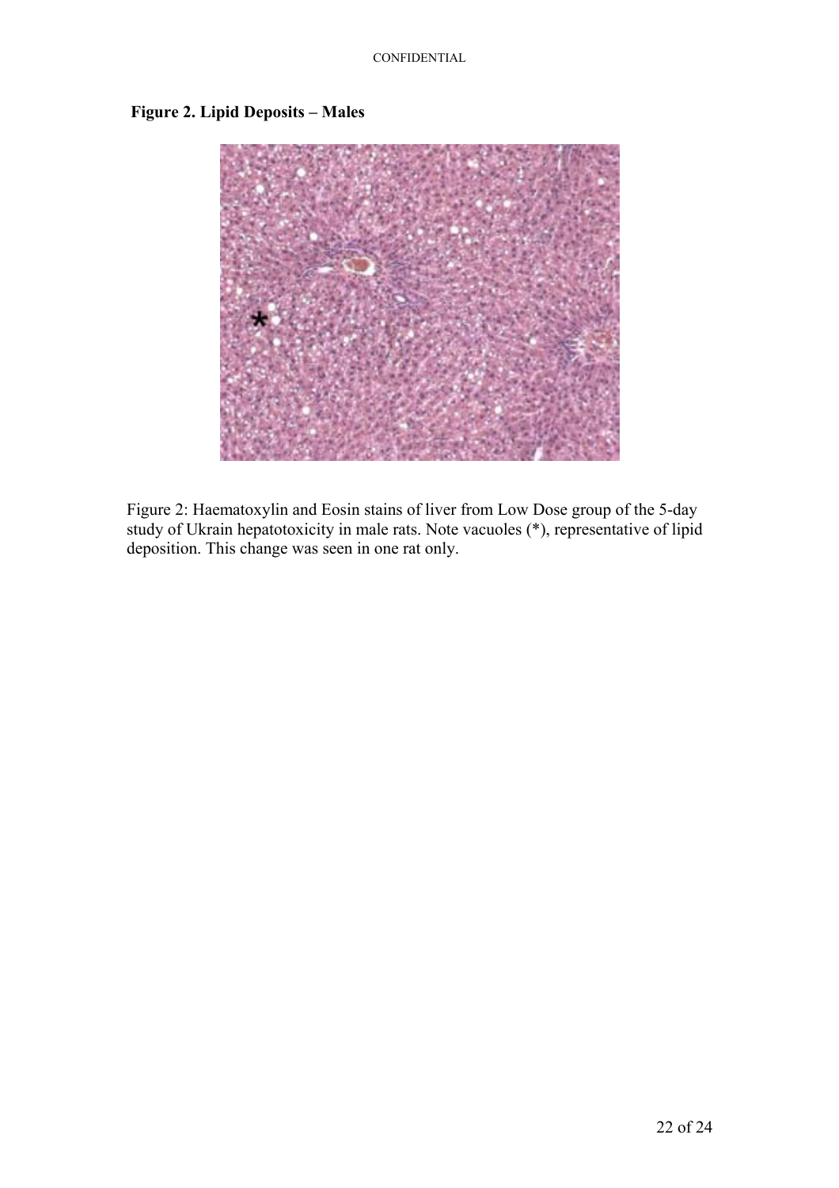**Figure 2. Lipid Deposits – Males**

Figure 2: Haematoxylin and Eosin stains of liver from Low Dose group of the 5-day study of Ukrain hepatotoxicity in male rats. Note vacuoles (*), representative of lipid deposition. This change was seen in one rat only.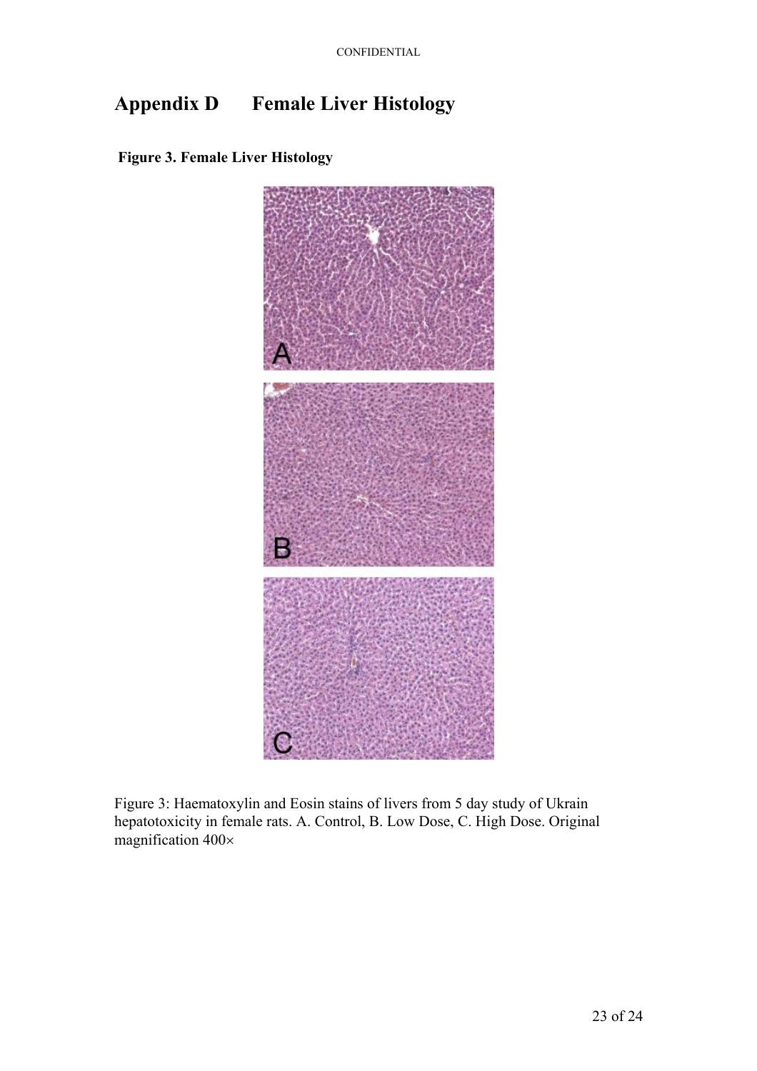# Appendix D Female Liver Histology

**Figure 3. Female Liver Histology**

Figure 3: Haematoxylin and Eosin stains of livers from 5 day study of Ukrain hepatotoxicity in female rats. A. Control, B. Low Dose, C. High Dose. Original magnification 400×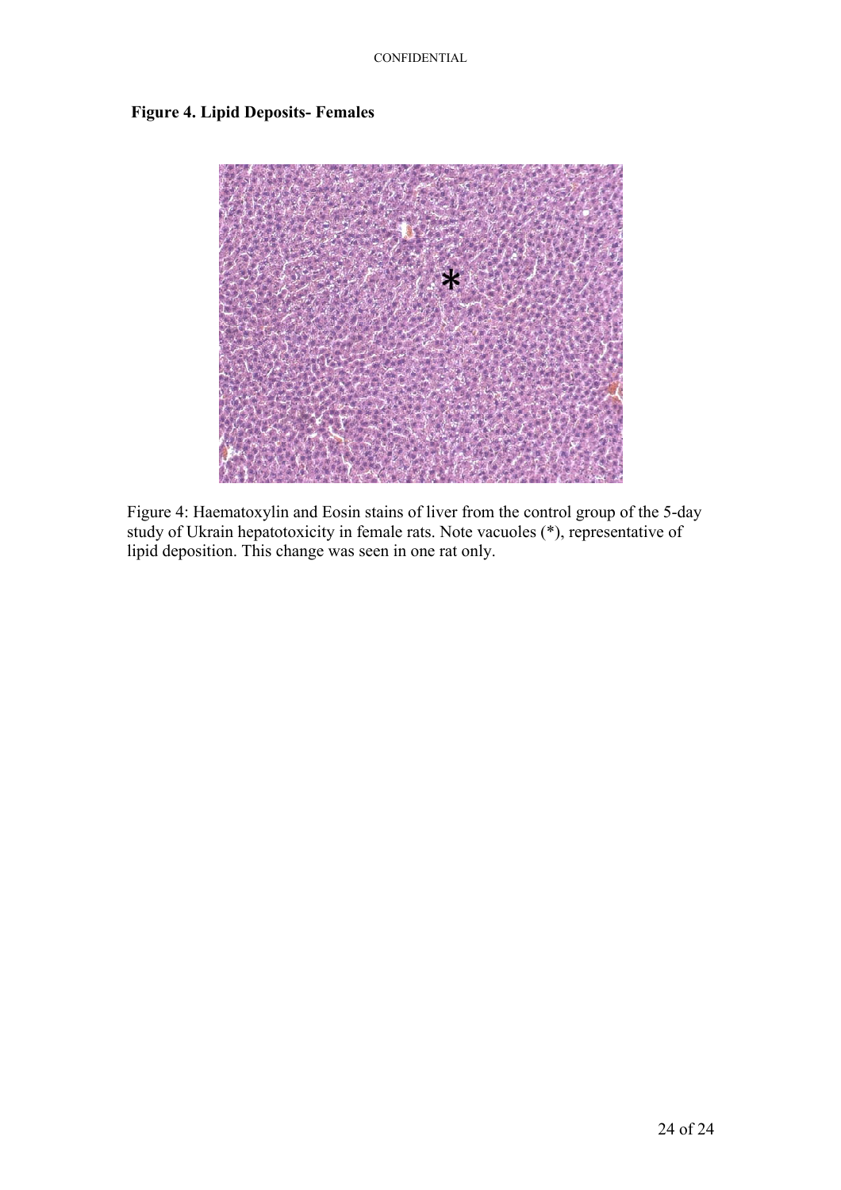**Figure 4. Lipid Deposits- Females**

Figure 4: Haematoxylin and Eosin stains of liver from the control group of the 5-day study of Ukrain hepatotoxicity in female rats. Note vacuoles (*), representative of lipid deposition. This change was seen in one rat only.